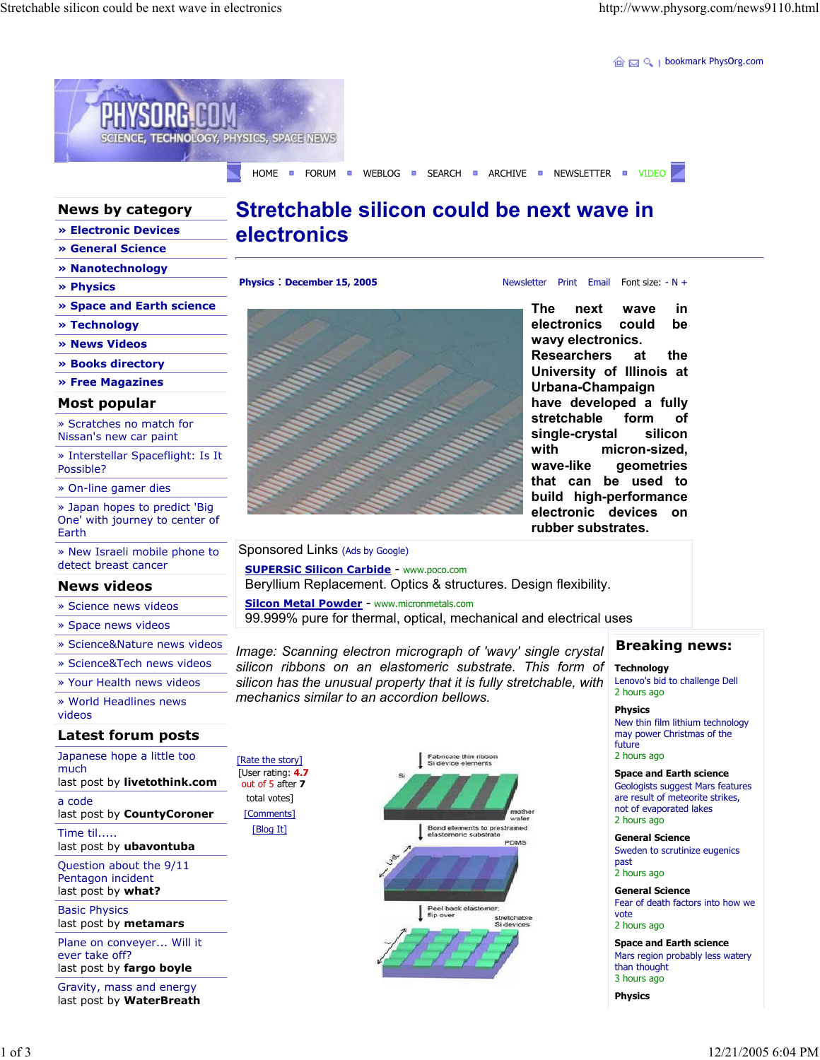bookmark PhysOrg.com

HOME | FORUM | WEBLOG | SEARCH | ARCHIVE | NEWSLETTER | VIDEO

## News by category

- » Electronic Devices
- » General Science
- » Nanotechnology
- » Physics
- » Space and Earth science
- » Technology
- » News Videos
- » Books directory
- » Free Magazines

## Most popular

- » Scratches no match for Nissan's new car paint
- » Interstellar Spaceflight: Is It Possible?
- » On-line gamer dies
- » Japan hopes to predict 'Big One' with journey to center of Earth
- » New Israeli mobile phone to detect breast cancer

## News videos

- » Science news videos
- » Space news videos
- » Science&Nature news videos
- » Science&Tech news videos
- » Your Health news videos
- » World Headlines news videos

## Latest forum posts

Japanese hope a little too much
last post by **livetothink.com**

a code
last post by **CountyCoroner**

Time til.....
last post by **ubavontuba**

Question about the 9/11 Pentagon incident
last post by **what?**

Basic Physics
last post by **metamars**

Plane on conveyer... Will it ever take off?
last post by **fargo boyle**

Gravity, mass and energy
last post by **WaterBreath**

# Stretchable silicon could be next wave in electronics

**Physics : December 15, 2005**

Newsletter Print Email Font size: - N +

**The next wave in electronics could be wavy electronics. Researchers at the University of Illinois at Urbana-Champaign have developed a fully stretchable form of single-crystal silicon with micron-sized, wave-like geometries that can be used to build high-performance electronic devices on rubber substrates.**

Sponsored Links (Ads by Google)

**SUPERSiC Silicon Carbide** - www.poco.com
Beryllium Replacement. Optics & structures. Design flexibility.

**Silcon Metal Powder** - www.micronmetals.com
99.999% pure for thermal, optical, mechanical and electrical uses

*Image: Scanning electron micrograph of 'wavy' single crystal silicon ribbons on an elastomeric substrate. This form of silicon has the unusual property that it is fully stretchable, with mechanics similar to an accordion bellows.*

[Rate the story]
[User rating: 4.7 out of 5 after 7 total votes]
[Comments]
[Blog It]

Fabricate thin ribbon Si device elements

Si

mother wafer

Bond elements to prestrained elastomeric substrate

PDMS

Peel back elastomer: flip over

stretchable Si devices

## Breaking news:

**Technology**
Lenovo's bid to challenge Dell
2 hours ago

**Physics**
New thin film lithium technology may power Christmas of the future
2 hours ago

**Space and Earth science**
Geologists suggest Mars features are result of meteorite strikes, not of evaporated lakes
2 hours ago

**General Science**
Sweden to scrutinize eugenics past
2 hours ago

**General Science**
Fear of death factors into how we vote
2 hours ago

**Space and Earth science**
Mars region probably less watery than thought
3 hours ago

**Physics**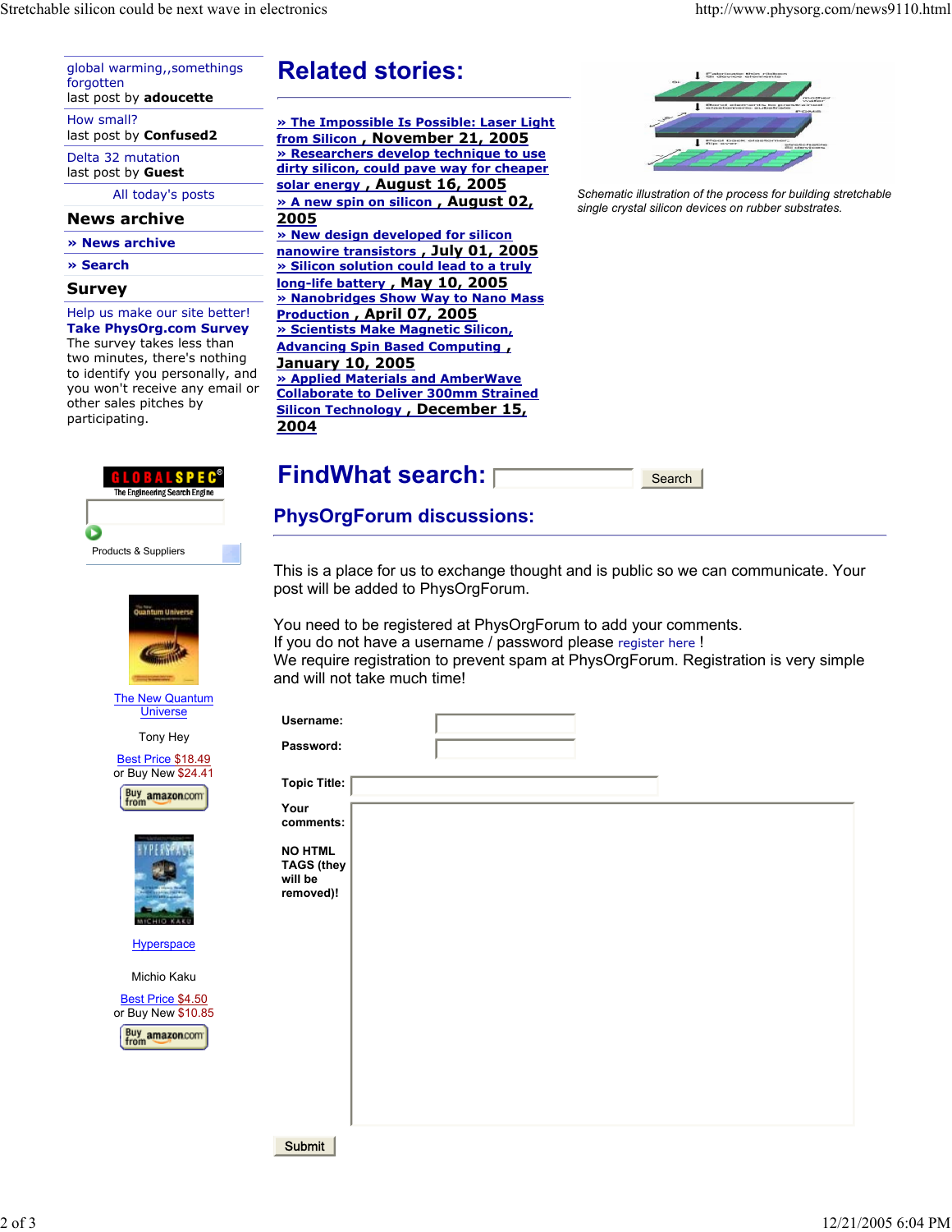global warming,,somethings forgotten
last post by **adoucette**

How small?
last post by **Confused2**

Delta 32 mutation
last post by **Guest**

All today's posts

## News archive

**» News archive**

**» Search**

## Survey

Help us make our site better!
**Take PhysOrg.com Survey**
The survey takes less than two minutes, there's nothing to identify you personally, and you won't receive any email or other sales pitches by participating.

GLOBALSPEC®
The Engineering Search Engine

Products & Suppliers

The New Quantum Universe

Tony Hey

Best Price $18.49
or Buy New $24.41

Buy from amazon.com

Hyperspace

Michio Kaku

Best Price $4.50
or Buy New $10.85

Buy from amazon.com

# Related stories:

**» The Impossible Is Possible: Laser Light from Silicon , November 21, 2005**
**» Researchers develop technique to use dirty silicon, could pave way for cheaper solar energy , August 16, 2005**
**» A new spin on silicon , August 02, 2005**
**» New design developed for silicon nanowire transistors , July 01, 2005**
**» Silicon solution could lead to a truly long-life battery , May 10, 2005**
**» Nanobridges Show Way to Nano Mass Production , April 07, 2005**
**» Scientists Make Magnetic Silicon, Advancing Spin Based Computing , January 10, 2005**
**» Applied Materials and AmberWave Collaborate to Deliver 300mm Strained Silicon Technology , December 15, 2004**

*Schematic illustration of the process for building stretchable single crystal silicon devices on rubber substrates.*

# FindWhat search:

Search

## PhysOrgForum discussions:

This is a place for us to exchange thought and is public so we can communicate. Your post will be added to PhysOrgForum.

You need to be registered at PhysOrgForum to add your comments.
If you do not have a username / password please register here !
We require registration to prevent spam at PhysOrgForum. Registration is very simple and will not take much time!

**Username:**

**Password:**

**Topic Title:**

**Your comments:**

**NO HTML TAGS (they will be removed)!**

Submit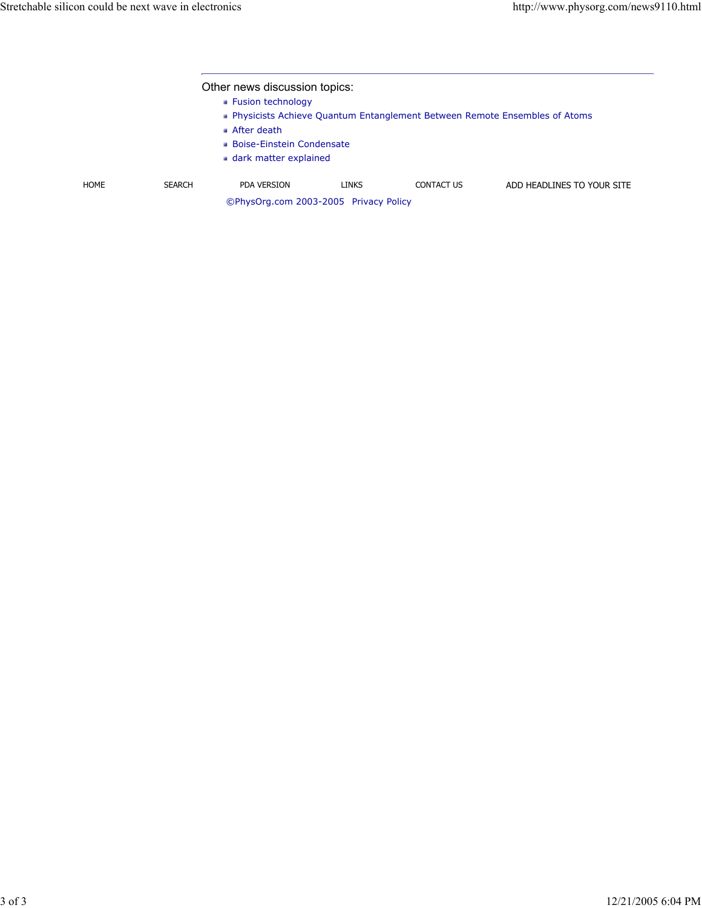Other news discussion topics:

- Fusion technology
- Physicists Achieve Quantum Entanglement Between Remote Ensembles of Atoms
- After death
- Boise-Einstein Condensate
- dark matter explained

HOME SEARCH PDA VERSION LINKS CONTACT US ADD HEADLINES TO YOUR SITE

©PhysOrg.com 2003-2005 Privacy Policy